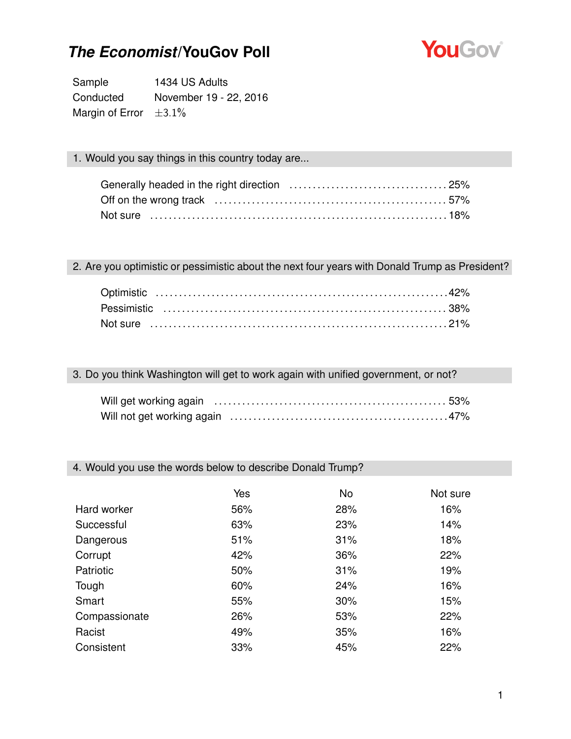# *The Economist*/YouGov Poll

| | |
|---|---|
| Sample | 1434 US Adults |
| Conducted | November 19 - 22, 2016 |
| Margin of Error | $\pm 3.1\%$ |

## 1. Would you say things in this country today are...

| | |
|---|---|
| Generally headed in the right direction | 25% |
| Off on the wrong track | 57% |
| Not sure | 18% |

## 2. Are you optimistic or pessimistic about the next four years with Donald Trump as President?

| | |
|---|---|
| Optimistic | 42% |
| Pessimistic | 38% |
| Not sure | 21% |

## 3. Do you think Washington will get to work again with unified government, or not?

| | |
|---|---|
| Will get working again | 53% |
| Will not get working again | 47% |

## 4. Would you use the words below to describe Donald Trump?

| | Yes | No | Not sure |
|---|---|---|---|
| Hard worker | 56% | 28% | 16% |
| Successful | 63% | 23% | 14% |
| Dangerous | 51% | 31% | 18% |
| Corrupt | 42% | 36% | 22% |
| Patriotic | 50% | 31% | 19% |
| Tough | 60% | 24% | 16% |
| Smart | 55% | 30% | 15% |
| Compassionate | 26% | 53% | 22% |
| Racist | 49% | 35% | 16% |
| Consistent | 33% | 45% | 22% |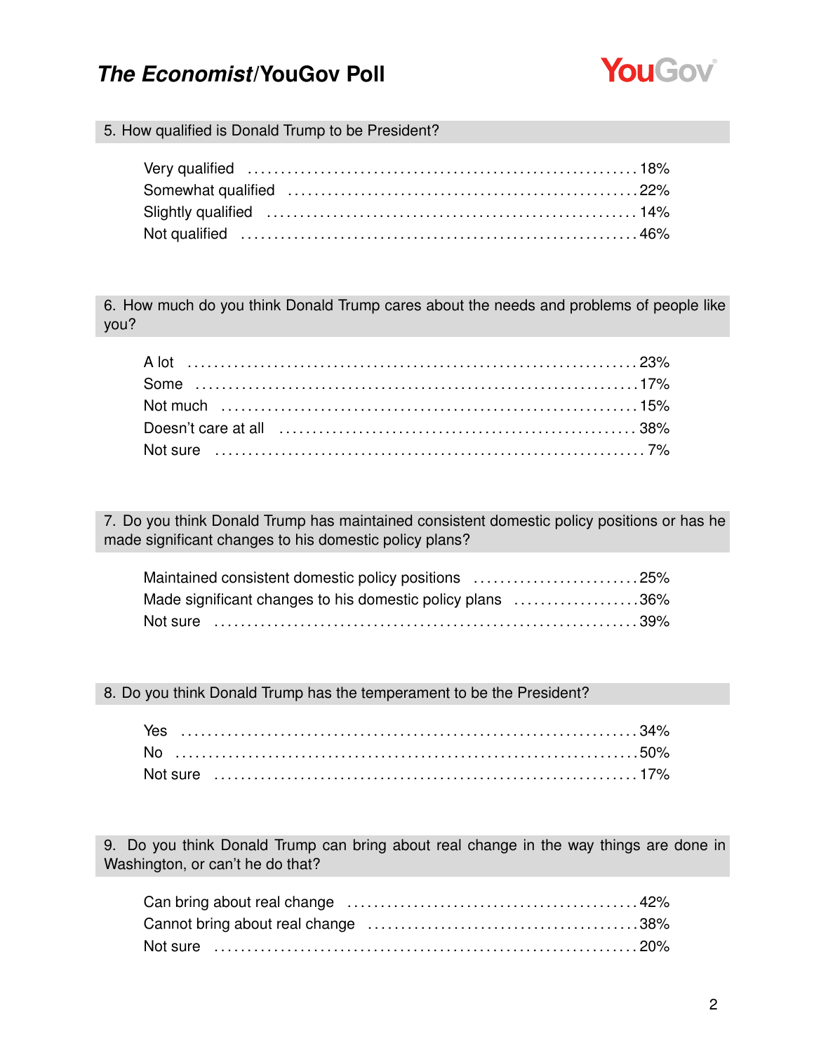5. How qualified is Donald Trump to be President?

| | |
|---|---|
| Very qualified | 18% |
| Somewhat qualified | 22% |
| Slightly qualified | 14% |
| Not qualified | 46% |

6. How much do you think Donald Trump cares about the needs and problems of people like you?

| | |
|---|---|
| A lot | 23% |
| Some | 17% |
| Not much | 15% |
| Doesn't care at all | 38% |
| Not sure | 7% |

7. Do you think Donald Trump has maintained consistent domestic policy positions or has he made significant changes to his domestic policy plans?

| | |
|---|---|
| Maintained consistent domestic policy positions | 25% |
| Made significant changes to his domestic policy plans | 36% |
| Not sure | 39% |

8. Do you think Donald Trump has the temperament to be the President?

| | |
|---|---|
| Yes | 34% |
| No | 50% |
| Not sure | 17% |

9. Do you think Donald Trump can bring about real change in the way things are done in Washington, or can't he do that?

| | |
|---|---|
| Can bring about real change | 42% |
| Cannot bring about real change | 38% |
| Not sure | 20% |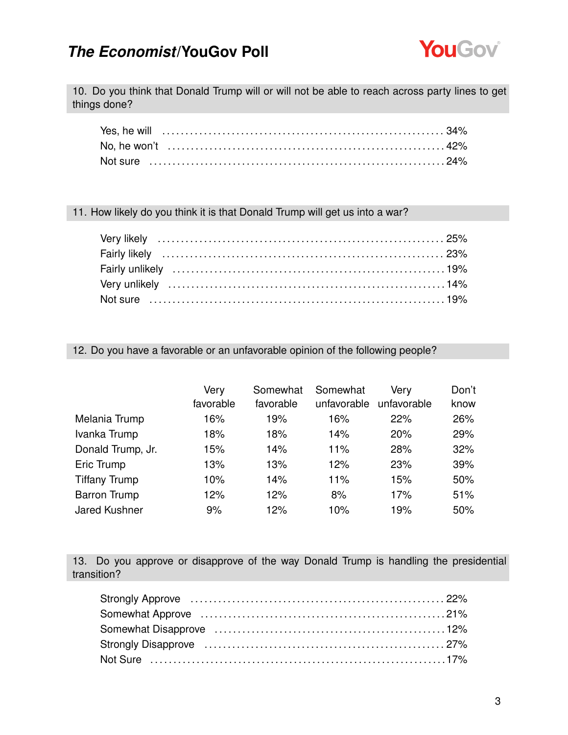**10. Do you think that Donald Trump will or will not be able to reach across party lines to get things done?**

Yes, he will ........ 34%
No, he won't ........ 42%
Not sure ........ 24%

**11. How likely do you think it is that Donald Trump will get us into a war?**

Very likely ........ 25%
Fairly likely ........ 23%
Fairly unlikely ........ 19%
Very unlikely ........ 14%
Not sure ........ 19%

**12. Do you have a favorable or an unfavorable opinion of the following people?**

| | Very favorable | Somewhat favorable | Somewhat unfavorable | Very unfavorable | Don't know |
|---|---|---|---|---|---|
| Melania Trump | 16% | 19% | 16% | 22% | 26% |
| Ivanka Trump | 18% | 18% | 14% | 20% | 29% |
| Donald Trump, Jr. | 15% | 14% | 11% | 28% | 32% |
| Eric Trump | 13% | 13% | 12% | 23% | 39% |
| Tiffany Trump | 10% | 14% | 11% | 15% | 50% |
| Barron Trump | 12% | 12% | 8% | 17% | 51% |
| Jared Kushner | 9% | 12% | 10% | 19% | 50% |

**13. Do you approve or disapprove of the way Donald Trump is handling the presidential transition?**

Strongly Approve ........ 22%
Somewhat Approve ........ 21%
Somewhat Disapprove ........ 12%
Strongly Disapprove ........ 27%
Not Sure ........ 17%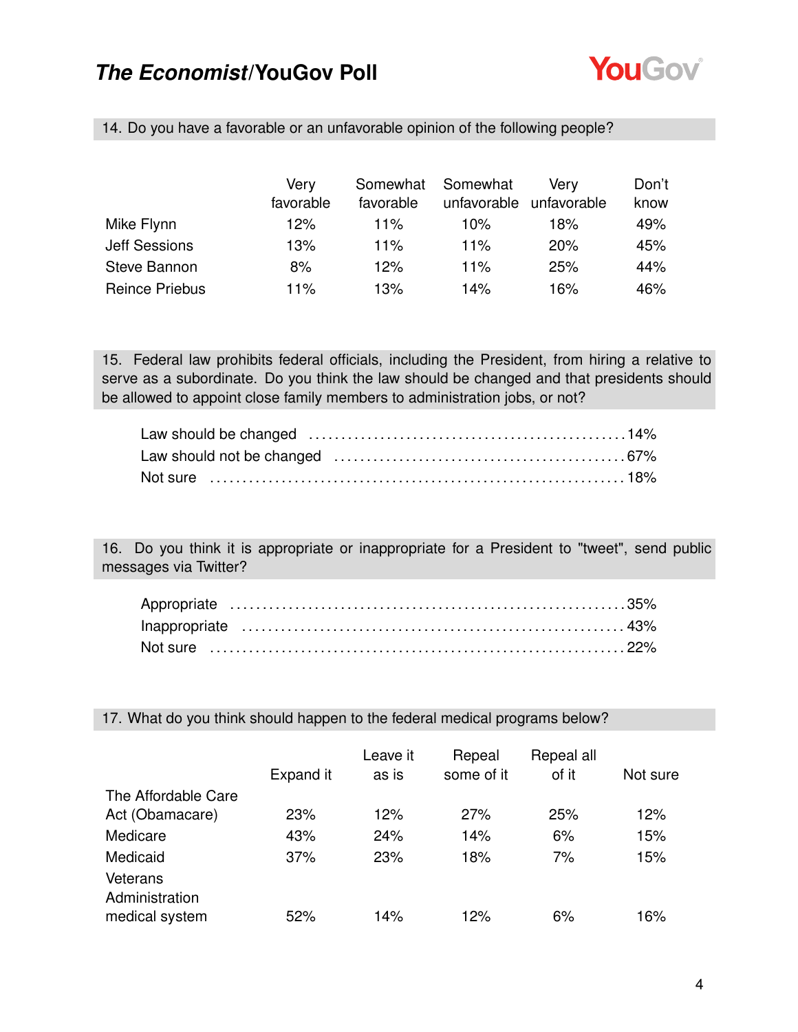14. Do you have a favorable or an unfavorable opinion of the following people?

| | Very favorable | Somewhat favorable | Somewhat unfavorable | Very unfavorable | Don't know |
|---|---|---|---|---|---|
| Mike Flynn | 12% | 11% | 10% | 18% | 49% |
| Jeff Sessions | 13% | 11% | 11% | 20% | 45% |
| Steve Bannon | 8% | 12% | 11% | 25% | 44% |
| Reince Priebus | 11% | 13% | 14% | 16% | 46% |

15. Federal law prohibits federal officials, including the President, from hiring a relative to serve as a subordinate. Do you think the law should be changed and that presidents should be allowed to appoint close family members to administration jobs, or not?

| | |
|---|---|
| Law should be changed | 14% |
| Law should not be changed | 67% |
| Not sure | 18% |

16. Do you think it is appropriate or inappropriate for a President to "tweet", send public messages via Twitter?

| | |
|---|---|
| Appropriate | 35% |
| Inappropriate | 43% |
| Not sure | 22% |

17. What do you think should happen to the federal medical programs below?

| | Expand it | Leave it as is | Repeal some of it | Repeal all of it | Not sure |
|---|---|---|---|---|---|
| The Affordable Care Act (Obamacare) | 23% | 12% | 27% | 25% | 12% |
| Medicare | 43% | 24% | 14% | 6% | 15% |
| Medicaid | 37% | 23% | 18% | 7% | 15% |
| Veterans Administration medical system | 52% | 14% | 12% | 6% | 16% |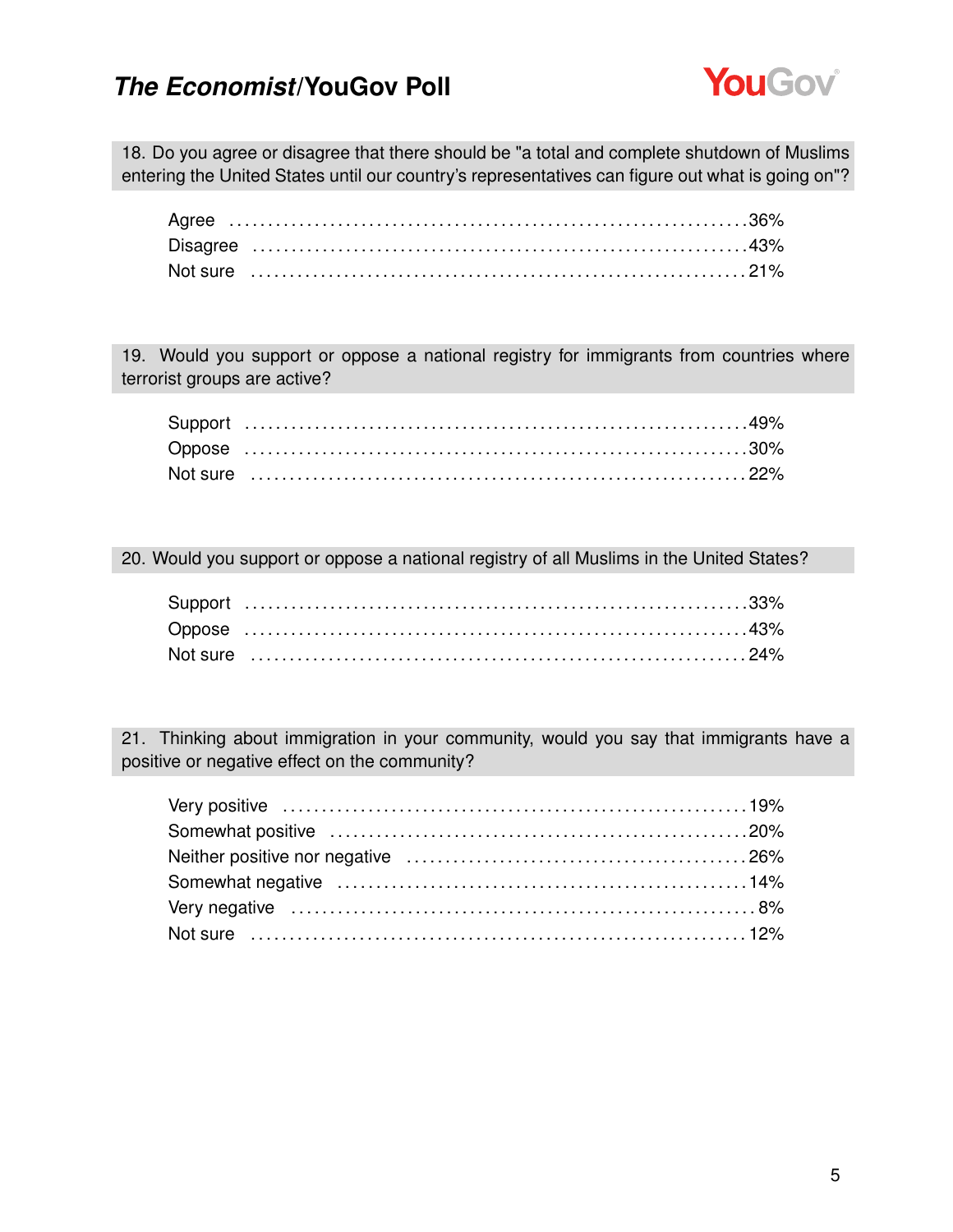18. Do you agree or disagree that there should be "a total and complete shutdown of Muslims entering the United States until our country's representatives can figure out what is going on"?

| | |
|---|---|
| Agree | 36% |
| Disagree | 43% |
| Not sure | 21% |

19. Would you support or oppose a national registry for immigrants from countries where terrorist groups are active?

| | |
|---|---|
| Support | 49% |
| Oppose | 30% |
| Not sure | 22% |

20. Would you support or oppose a national registry of all Muslims in the United States?

| | |
|---|---|
| Support | 33% |
| Oppose | 43% |
| Not sure | 24% |

21. Thinking about immigration in your community, would you say that immigrants have a positive or negative effect on the community?

| | |
|---|---|
| Very positive | 19% |
| Somewhat positive | 20% |
| Neither positive nor negative | 26% |
| Somewhat negative | 14% |
| Very negative | 8% |
| Not sure | 12% |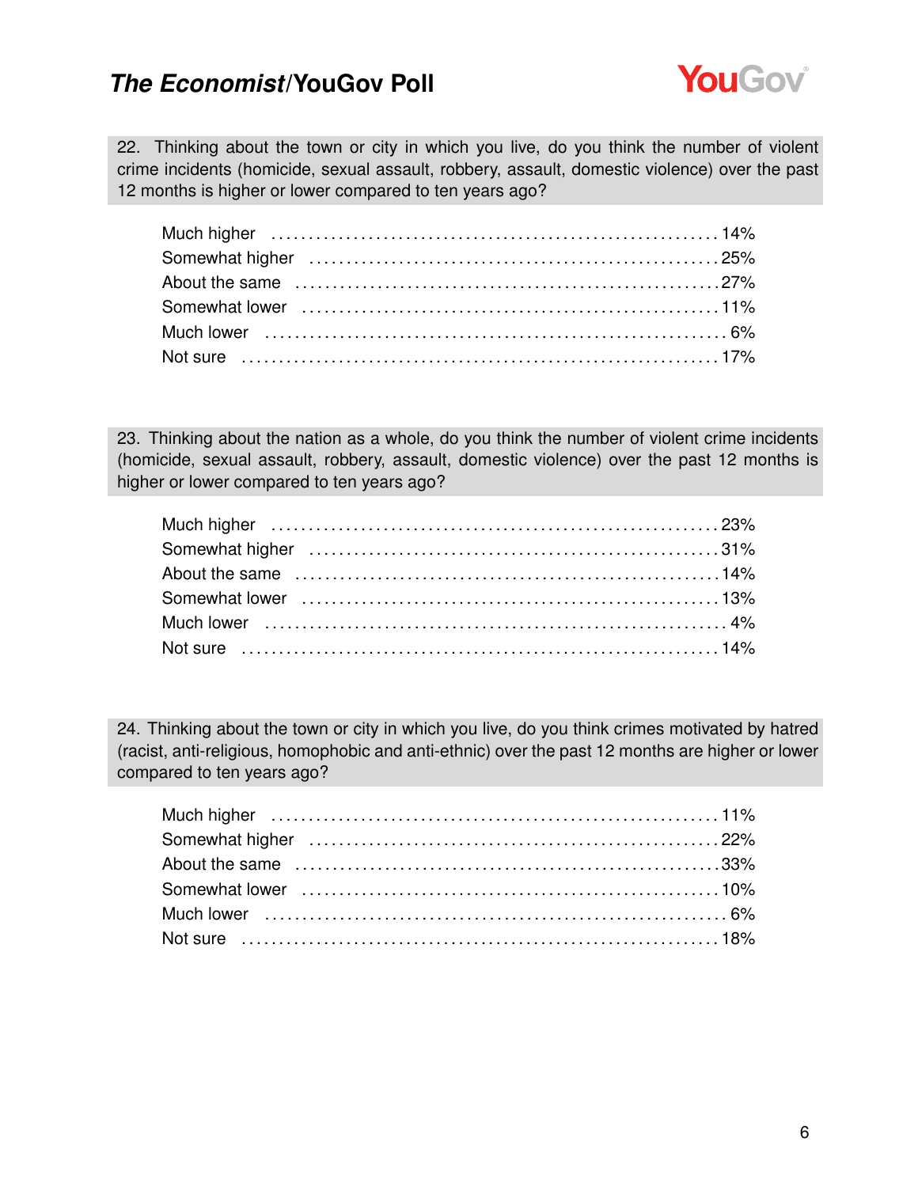22. Thinking about the town or city in which you live, do you think the number of violent crime incidents (homicide, sexual assault, robbery, assault, domestic violence) over the past 12 months is higher or lower compared to ten years ago?

| | |
|---|---|
| Much higher | 14% |
| Somewhat higher | 25% |
| About the same | 27% |
| Somewhat lower | 11% |
| Much lower | 6% |
| Not sure | 17% |

23. Thinking about the nation as a whole, do you think the number of violent crime incidents (homicide, sexual assault, robbery, assault, domestic violence) over the past 12 months is higher or lower compared to ten years ago?

| | |
|---|---|
| Much higher | 23% |
| Somewhat higher | 31% |
| About the same | 14% |
| Somewhat lower | 13% |
| Much lower | 4% |
| Not sure | 14% |

24. Thinking about the town or city in which you live, do you think crimes motivated by hatred (racist, anti-religious, homophobic and anti-ethnic) over the past 12 months are higher or lower compared to ten years ago?

| | |
|---|---|
| Much higher | 11% |
| Somewhat higher | 22% |
| About the same | 33% |
| Somewhat lower | 10% |
| Much lower | 6% |
| Not sure | 18% |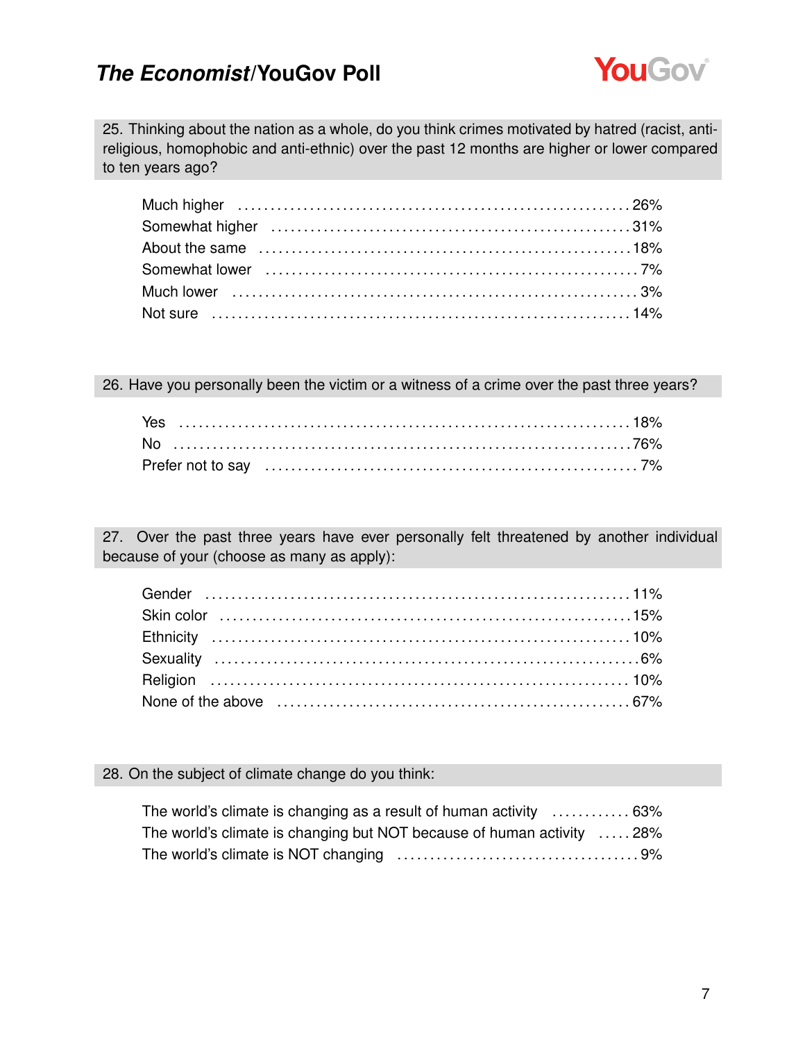25. Thinking about the nation as a whole, do you think crimes motivated by hatred (racist, anti-religious, homophobic and anti-ethnic) over the past 12 months are higher or lower compared to ten years ago?

| | |
|---|---|
| Much higher | 26% |
| Somewhat higher | 31% |
| About the same | 18% |
| Somewhat lower | 7% |
| Much lower | 3% |
| Not sure | 14% |

26. Have you personally been the victim or a witness of a crime over the past three years?

| | |
|---|---|
| Yes | 18% |
| No | 76% |
| Prefer not to say | 7% |

27. Over the past three years have ever personally felt threatened by another individual because of your (choose as many as apply):

| | |
|---|---|
| Gender | 11% |
| Skin color | 15% |
| Ethnicity | 10% |
| Sexuality | 6% |
| Religion | 10% |
| None of the above | 67% |

28. On the subject of climate change do you think:

| | |
|---|---|
| The world's climate is changing as a result of human activity | 63% |
| The world's climate is changing but NOT because of human activity | 28% |
| The world's climate is NOT changing | 9% |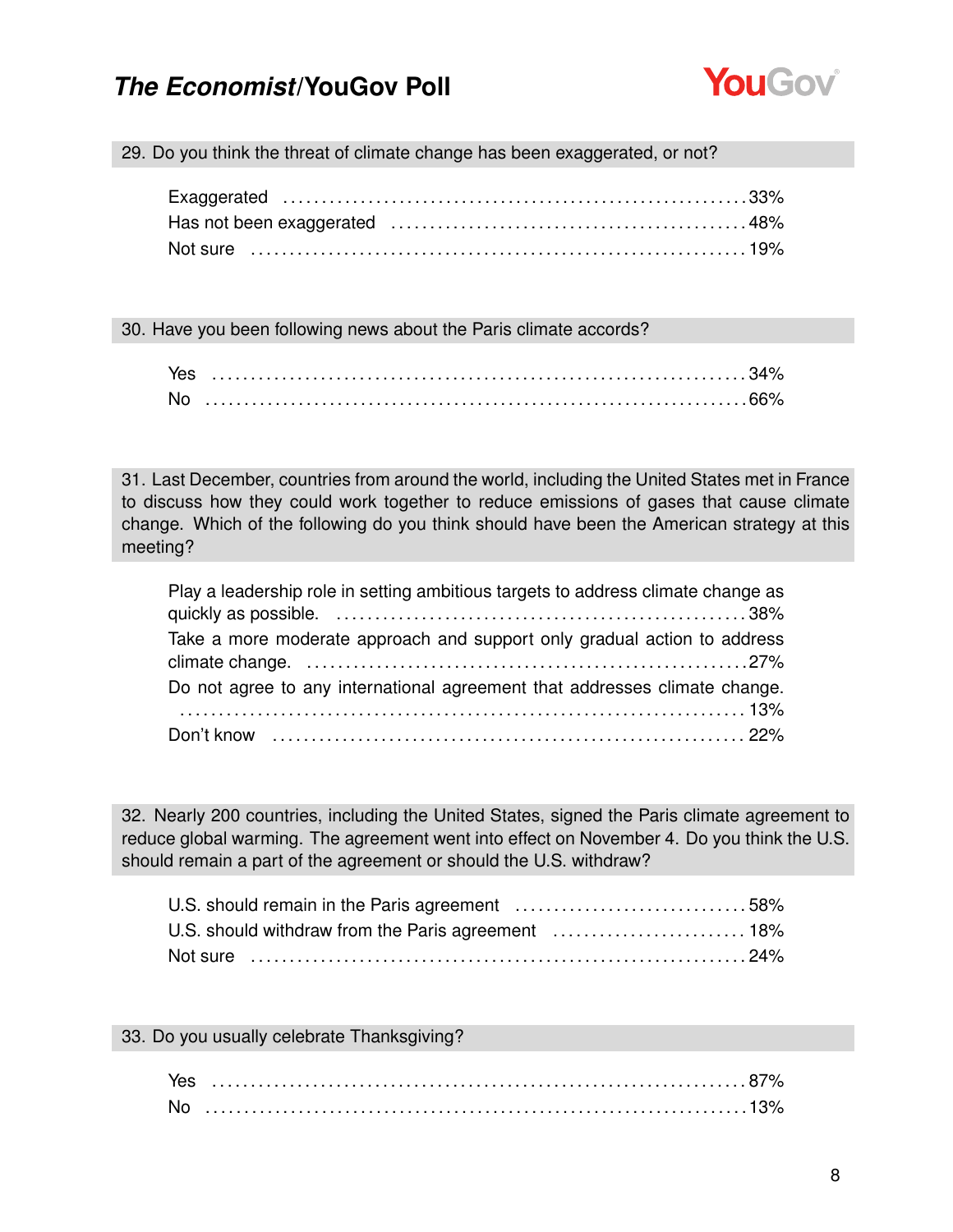29. Do you think the threat of climate change has been exaggerated, or not?

| | |
|---|---|
| Exaggerated | 33% |
| Has not been exaggerated | 48% |
| Not sure | 19% |

30. Have you been following news about the Paris climate accords?

| | |
|---|---|
| Yes | 34% |
| No | 66% |

31. Last December, countries from around the world, including the United States met in France to discuss how they could work together to reduce emissions of gases that cause climate change. Which of the following do you think should have been the American strategy at this meeting?

| | |
|---|---|
| Play a leadership role in setting ambitious targets to address climate change as quickly as possible. | 38% |
| Take a more moderate approach and support only gradual action to address climate change. | 27% |
| Do not agree to any international agreement that addresses climate change. | 13% |
| Don't know | 22% |

32. Nearly 200 countries, including the United States, signed the Paris climate agreement to reduce global warming. The agreement went into effect on November 4. Do you think the U.S. should remain a part of the agreement or should the U.S. withdraw?

| | |
|---|---|
| U.S. should remain in the Paris agreement | 58% |
| U.S. should withdraw from the Paris agreement | 18% |
| Not sure | 24% |

33. Do you usually celebrate Thanksgiving?

| | |
|---|---|
| Yes | 87% |
| No | 13% |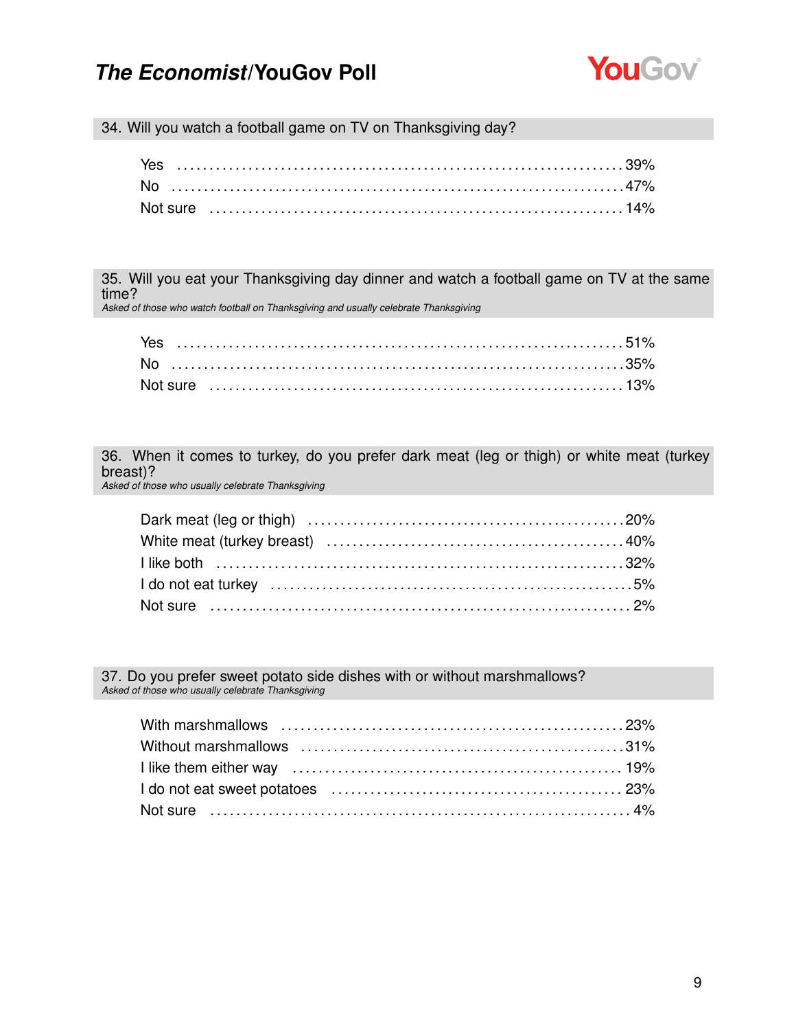## 34. Will you watch a football game on TV on Thanksgiving day?

| | |
|---|---|
| Yes | 39% |
| No | 47% |
| Not sure | 14% |

## 35. Will you eat your Thanksgiving day dinner and watch a football game on TV at the same time?

*Asked of those who watch football on Thanksgiving and usually celebrate Thanksgiving*

| | |
|---|---|
| Yes | 51% |
| No | 35% |
| Not sure | 13% |

## 36. When it comes to turkey, do you prefer dark meat (leg or thigh) or white meat (turkey breast)?

*Asked of those who usually celebrate Thanksgiving*

| | |
|---|---|
| Dark meat (leg or thigh) | 20% |
| White meat (turkey breast) | 40% |
| I like both | 32% |
| I do not eat turkey | 5% |
| Not sure | 2% |

## 37. Do you prefer sweet potato side dishes with or without marshmallows?

*Asked of those who usually celebrate Thanksgiving*

| | |
|---|---|
| With marshmallows | 23% |
| Without marshmallows | 31% |
| I like them either way | 19% |
| I do not eat sweet potatoes | 23% |
| Not sure | 4% |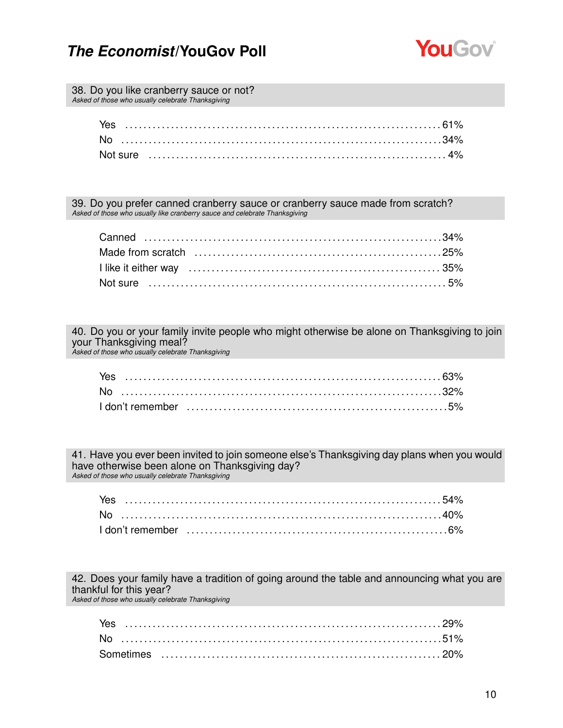## 38. Do you like cranberry sauce or not?

*Asked of those who usually celebrate Thanksgiving*

| | |
|---|---|
| Yes | 61% |
| No | 34% |
| Not sure | 4% |

## 39. Do you prefer canned cranberry sauce or cranberry sauce made from scratch?

*Asked of those who usually like cranberry sauce and celebrate Thanksgiving*

| | |
|---|---|
| Canned | 34% |
| Made from scratch | 25% |
| I like it either way | 35% |
| Not sure | 5% |

## 40. Do you or your family invite people who might otherwise be alone on Thanksgiving to join your Thanksgiving meal?

*Asked of those who usually celebrate Thanksgiving*

| | |
|---|---|
| Yes | 63% |
| No | 32% |
| I don't remember | 5% |

## 41. Have you ever been invited to join someone else's Thanksgiving day plans when you would have otherwise been alone on Thanksgiving day?

*Asked of those who usually celebrate Thanksgiving*

| | |
|---|---|
| Yes | 54% |
| No | 40% |
| I don't remember | 6% |

## 42. Does your family have a tradition of going around the table and announcing what you are thankful for this year?

*Asked of those who usually celebrate Thanksgiving*

| | |
|---|---|
| Yes | 29% |
| No | 51% |
| Sometimes | 20% |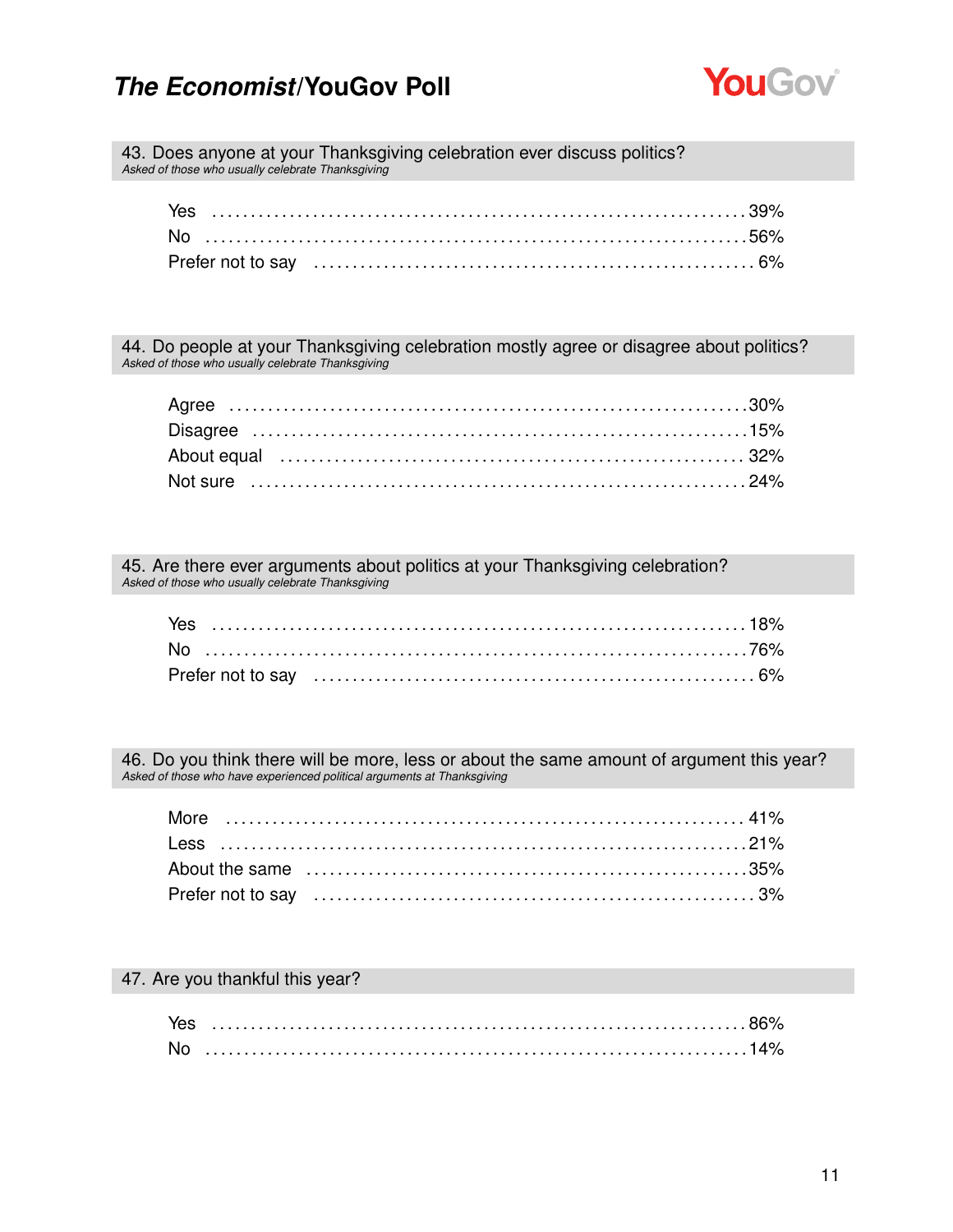## 43. Does anyone at your Thanksgiving celebration ever discuss politics?

*Asked of those who usually celebrate Thanksgiving*

| | |
|---|---|
| Yes | 39% |
| No | 56% |
| Prefer not to say | 6% |

## 44. Do people at your Thanksgiving celebration mostly agree or disagree about politics?

*Asked of those who usually celebrate Thanksgiving*

| | |
|---|---|
| Agree | 30% |
| Disagree | 15% |
| About equal | 32% |
| Not sure | 24% |

## 45. Are there ever arguments about politics at your Thanksgiving celebration?

*Asked of those who usually celebrate Thanksgiving*

| | |
|---|---|
| Yes | 18% |
| No | 76% |
| Prefer not to say | 6% |

## 46. Do you think there will be more, less or about the same amount of argument this year?

*Asked of those who have experienced political arguments at Thanksgiving*

| | |
|---|---|
| More | 41% |
| Less | 21% |
| About the same | 35% |
| Prefer not to say | 3% |

## 47. Are you thankful this year?

| | |
|---|---|
| Yes | 86% |
| No | 14% |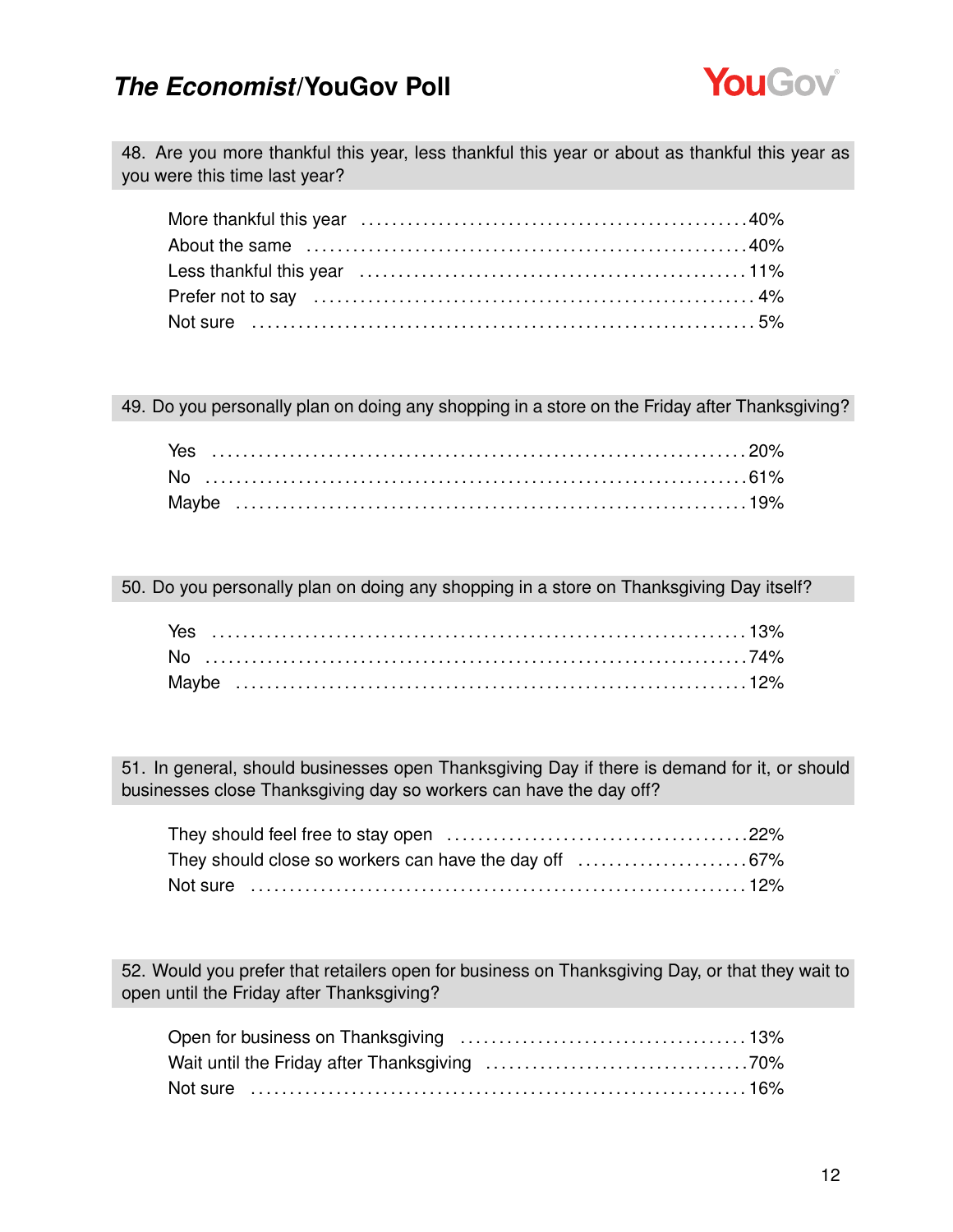48. Are you more thankful this year, less thankful this year or about as thankful this year as you were this time last year?

| | |
|---|---|
| More thankful this year | 40% |
| About the same | 40% |
| Less thankful this year | 11% |
| Prefer not to say | 4% |
| Not sure | 5% |

49. Do you personally plan on doing any shopping in a store on the Friday after Thanksgiving?

| | |
|---|---|
| Yes | 20% |
| No | 61% |
| Maybe | 19% |

50. Do you personally plan on doing any shopping in a store on Thanksgiving Day itself?

| | |
|---|---|
| Yes | 13% |
| No | 74% |
| Maybe | 12% |

51. In general, should businesses open Thanksgiving Day if there is demand for it, or should businesses close Thanksgiving day so workers can have the day off?

| | |
|---|---|
| They should feel free to stay open | 22% |
| They should close so workers can have the day off | 67% |
| Not sure | 12% |

52. Would you prefer that retailers open for business on Thanksgiving Day, or that they wait to open until the Friday after Thanksgiving?

| | |
|---|---|
| Open for business on Thanksgiving | 13% |
| Wait until the Friday after Thanksgiving | 70% |
| Not sure | 16% |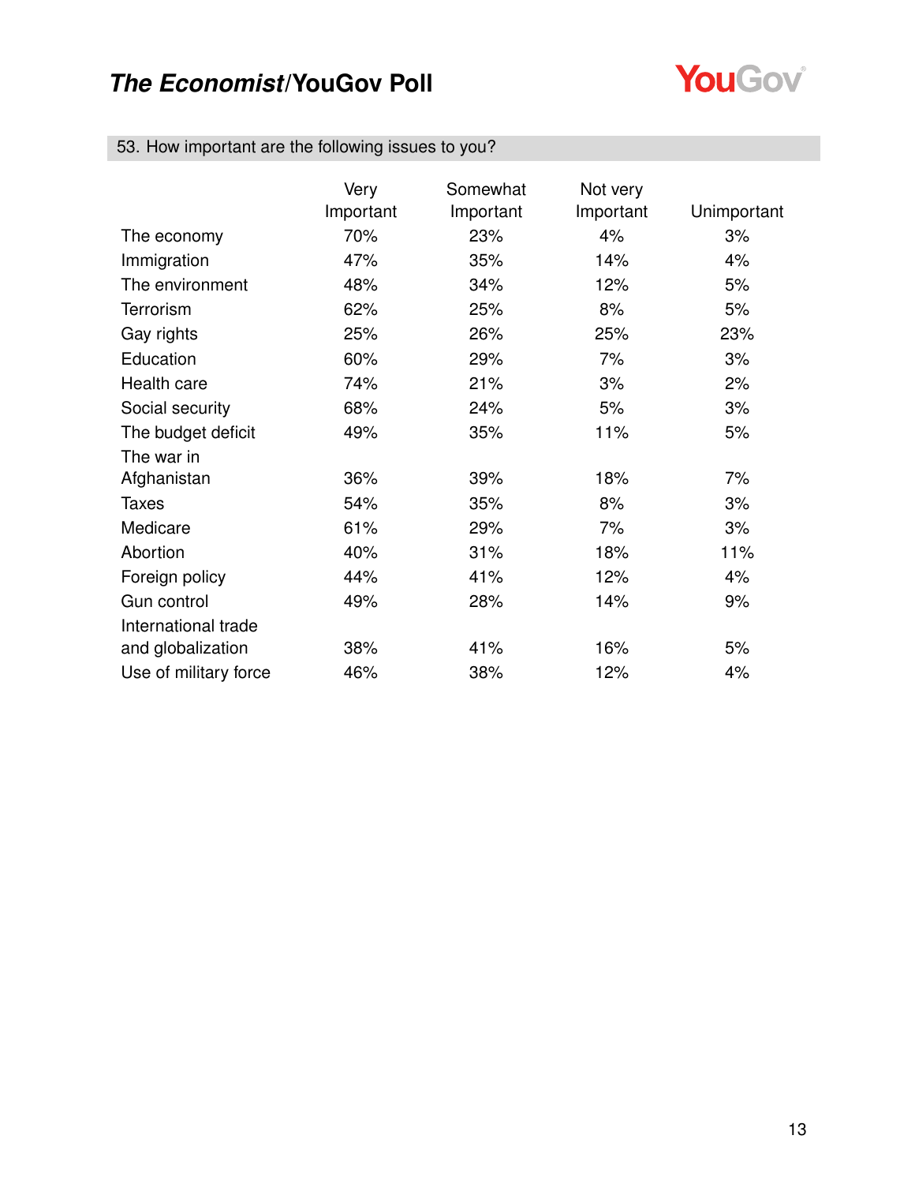## 53. How important are the following issues to you?

| | Very Important | Somewhat Important | Not very Important | Unimportant |
|---|---|---|---|---|
| The economy | 70% | 23% | 4% | 3% |
| Immigration | 47% | 35% | 14% | 4% |
| The environment | 48% | 34% | 12% | 5% |
| Terrorism | 62% | 25% | 8% | 5% |
| Gay rights | 25% | 26% | 25% | 23% |
| Education | 60% | 29% | 7% | 3% |
| Health care | 74% | 21% | 3% | 2% |
| Social security | 68% | 24% | 5% | 3% |
| The budget deficit | 49% | 35% | 11% | 5% |
| The war in Afghanistan | 36% | 39% | 18% | 7% |
| Taxes | 54% | 35% | 8% | 3% |
| Medicare | 61% | 29% | 7% | 3% |
| Abortion | 40% | 31% | 18% | 11% |
| Foreign policy | 44% | 41% | 12% | 4% |
| Gun control | 49% | 28% | 14% | 9% |
| International trade and globalization | 38% | 41% | 16% | 5% |
| Use of military force | 46% | 38% | 12% | 4% |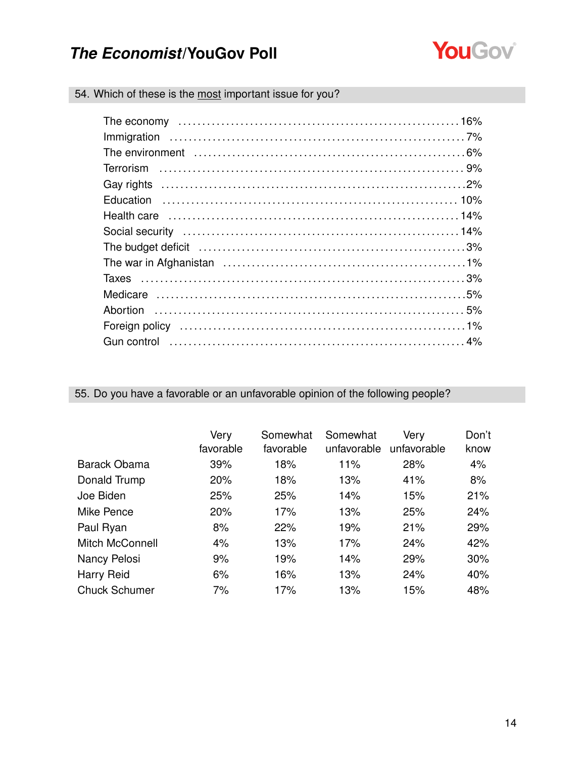## 54. Which of these is the most important issue for you?

| | |
|---|---|
| The economy | 16% |
| Immigration | 7% |
| The environment | 6% |
| Terrorism | 9% |
| Gay rights | 2% |
| Education | 10% |
| Health care | 14% |
| Social security | 14% |
| The budget deficit | 3% |
| The war in Afghanistan | 1% |
| Taxes | 3% |
| Medicare | 5% |
| Abortion | 5% |
| Foreign policy | 1% |
| Gun control | 4% |

## 55. Do you have a favorable or an unfavorable opinion of the following people?

| | Very favorable | Somewhat favorable | Somewhat unfavorable | Very unfavorable | Don't know |
|---|---|---|---|---|---|
| Barack Obama | 39% | 18% | 11% | 28% | 4% |
| Donald Trump | 20% | 18% | 13% | 41% | 8% |
| Joe Biden | 25% | 25% | 14% | 15% | 21% |
| Mike Pence | 20% | 17% | 13% | 25% | 24% |
| Paul Ryan | 8% | 22% | 19% | 21% | 29% |
| Mitch McConnell | 4% | 13% | 17% | 24% | 42% |
| Nancy Pelosi | 9% | 19% | 14% | 29% | 30% |
| Harry Reid | 6% | 16% | 13% | 24% | 40% |
| Chuck Schumer | 7% | 17% | 13% | 15% | 48% |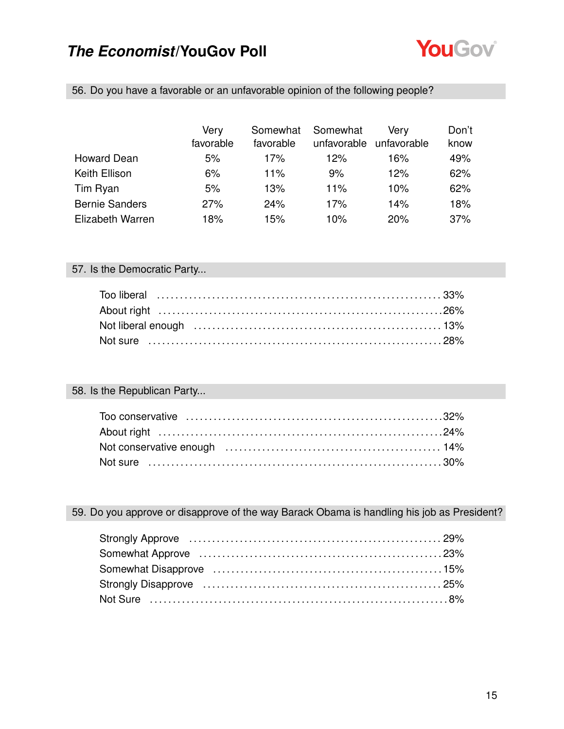## The Economist/YouGov Poll

### 56. Do you have a favorable or an unfavorable opinion of the following people?

| | Very favorable | Somewhat favorable | Somewhat unfavorable | Very unfavorable | Don't know |
|---|---|---|---|---|---|
| Howard Dean | 5% | 17% | 12% | 16% | 49% |
| Keith Ellison | 6% | 11% | 9% | 12% | 62% |
| Tim Ryan | 5% | 13% | 11% | 10% | 62% |
| Bernie Sanders | 27% | 24% | 17% | 14% | 18% |
| Elizabeth Warren | 18% | 15% | 10% | 20% | 37% |

### 57. Is the Democratic Party...

| | |
|---|---|
| Too liberal | 33% |
| About right | 26% |
| Not liberal enough | 13% |
| Not sure | 28% |

### 58. Is the Republican Party...

| | |
|---|---|
| Too conservative | 32% |
| About right | 24% |
| Not conservative enough | 14% |
| Not sure | 30% |

### 59. Do you approve or disapprove of the way Barack Obama is handling his job as President?

| | |
|---|---|
| Strongly Approve | 29% |
| Somewhat Approve | 23% |
| Somewhat Disapprove | 15% |
| Strongly Disapprove | 25% |
| Not Sure | 8% |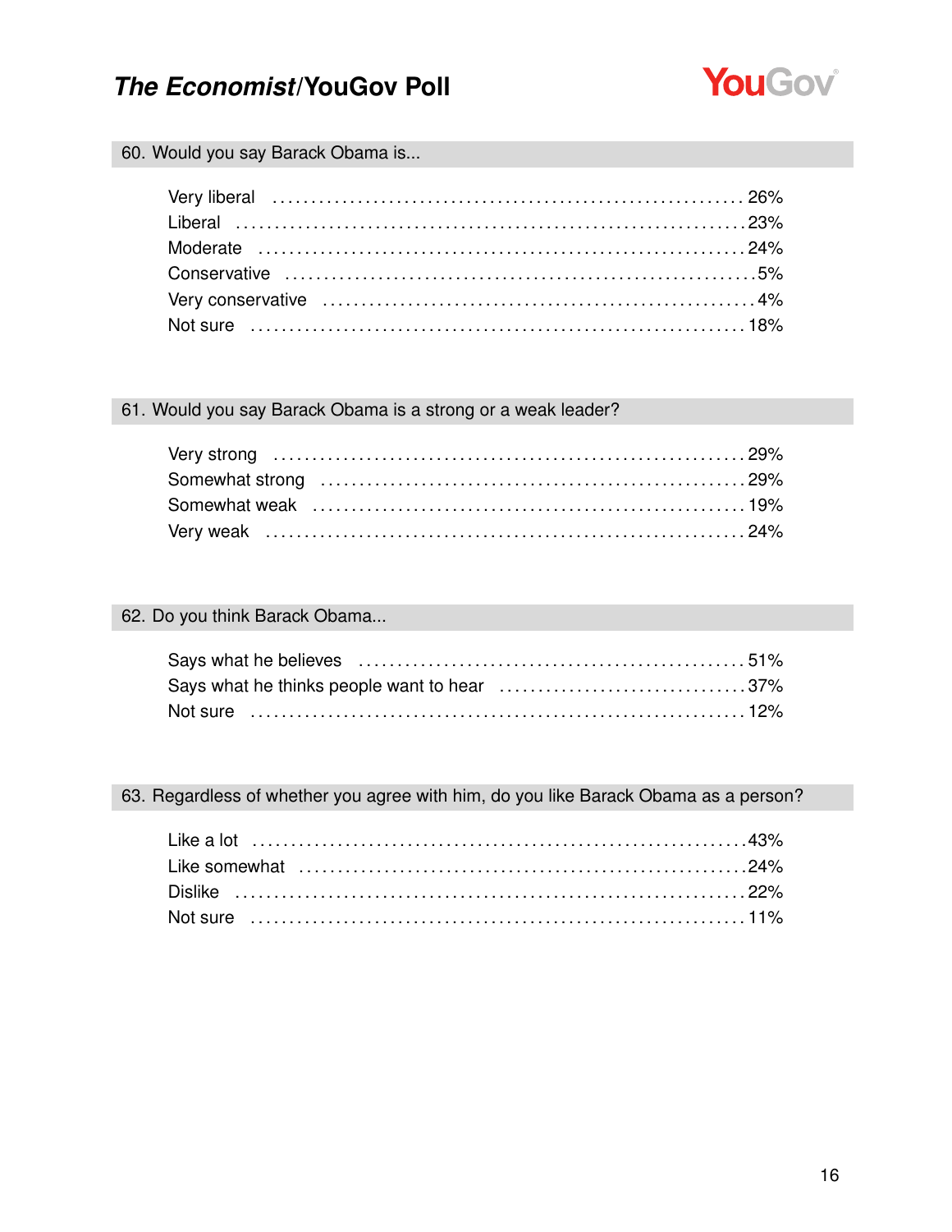## 60. Would you say Barack Obama is...

| | |
|---|---|
| Very liberal | 26% |
| Liberal | 23% |
| Moderate | 24% |
| Conservative | 5% |
| Very conservative | 4% |
| Not sure | 18% |

## 61. Would you say Barack Obama is a strong or a weak leader?

| | |
|---|---|
| Very strong | 29% |
| Somewhat strong | 29% |
| Somewhat weak | 19% |
| Very weak | 24% |

## 62. Do you think Barack Obama...

| | |
|---|---|
| Says what he believes | 51% |
| Says what he thinks people want to hear | 37% |
| Not sure | 12% |

## 63. Regardless of whether you agree with him, do you like Barack Obama as a person?

| | |
|---|---|
| Like a lot | 43% |
| Like somewhat | 24% |
| Dislike | 22% |
| Not sure | 11% |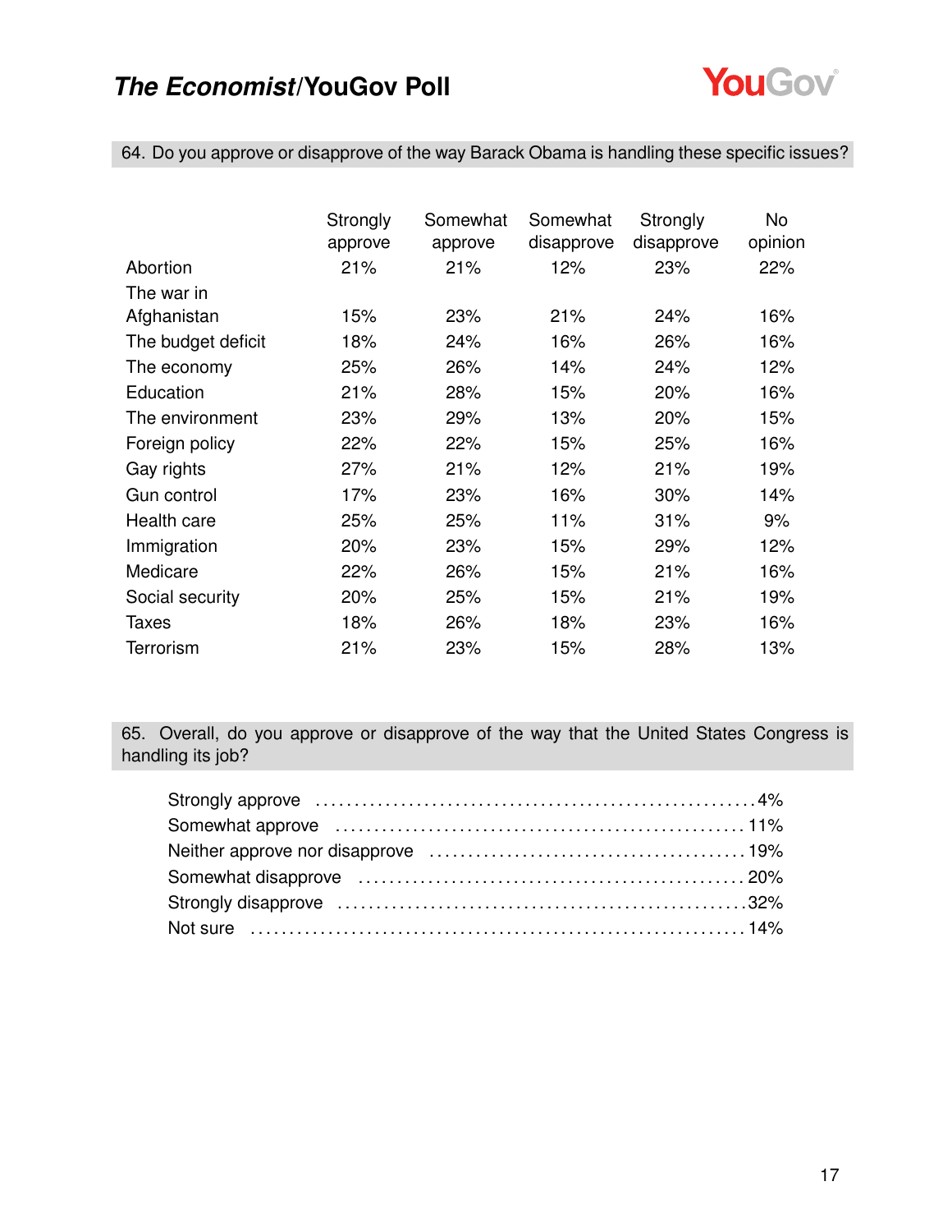64. Do you approve or disapprove of the way Barack Obama is handling these specific issues?

| | Strongly approve | Somewhat approve | Somewhat disapprove | Strongly disapprove | No opinion |
|---|---|---|---|---|---|
| Abortion | 21% | 21% | 12% | 23% | 22% |
| The war in Afghanistan | 15% | 23% | 21% | 24% | 16% |
| The budget deficit | 18% | 24% | 16% | 26% | 16% |
| The economy | 25% | 26% | 14% | 24% | 12% |
| Education | 21% | 28% | 15% | 20% | 16% |
| The environment | 23% | 29% | 13% | 20% | 15% |
| Foreign policy | 22% | 22% | 15% | 25% | 16% |
| Gay rights | 27% | 21% | 12% | 21% | 19% |
| Gun control | 17% | 23% | 16% | 30% | 14% |
| Health care | 25% | 25% | 11% | 31% | 9% |
| Immigration | 20% | 23% | 15% | 29% | 12% |
| Medicare | 22% | 26% | 15% | 21% | 16% |
| Social security | 20% | 25% | 15% | 21% | 19% |
| Taxes | 18% | 26% | 18% | 23% | 16% |
| Terrorism | 21% | 23% | 15% | 28% | 13% |

65. Overall, do you approve or disapprove of the way that the United States Congress is handling its job?

| | |
|---|---|
| Strongly approve | 4% |
| Somewhat approve | 11% |
| Neither approve nor disapprove | 19% |
| Somewhat disapprove | 20% |
| Strongly disapprove | 32% |
| Not sure | 14% |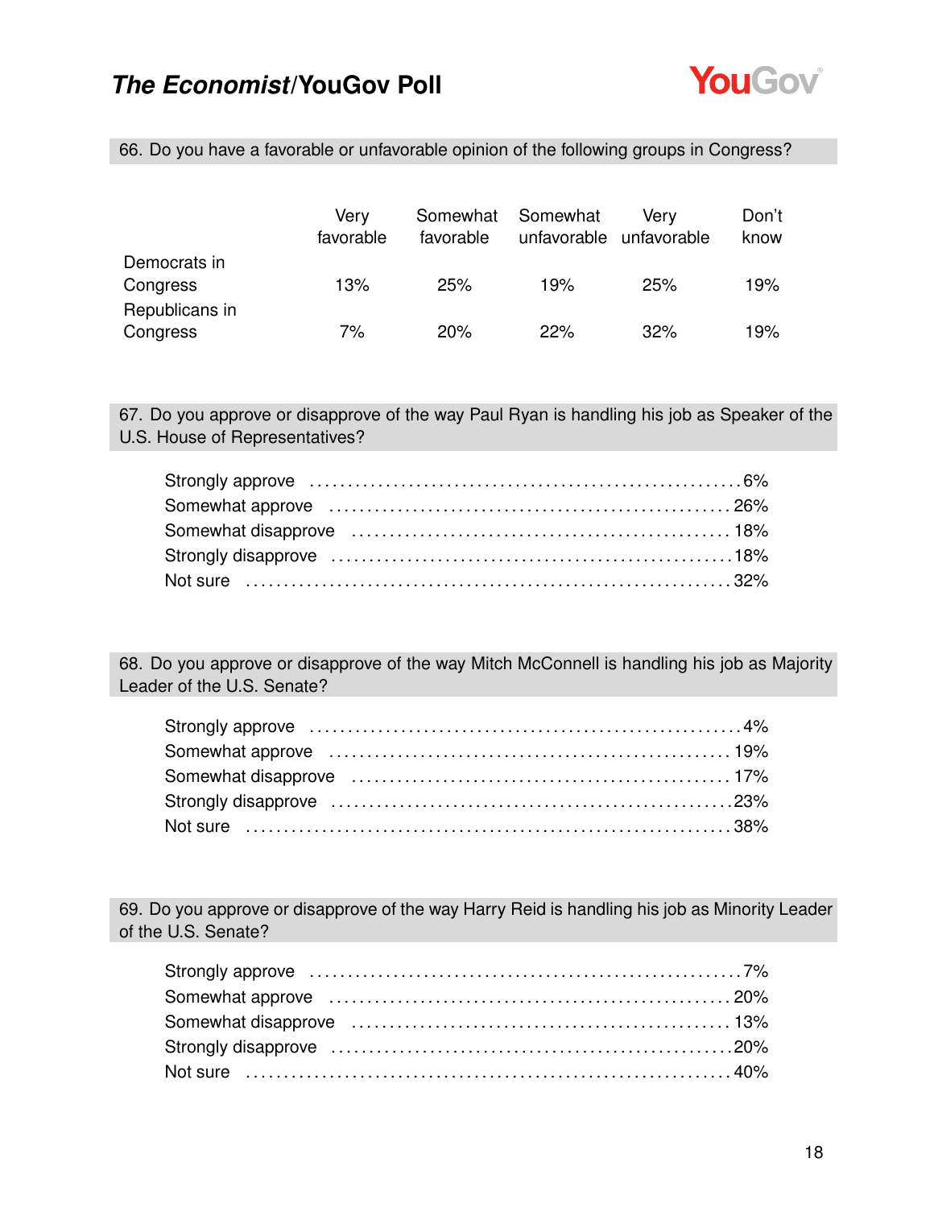66. Do you have a favorable or unfavorable opinion of the following groups in Congress?

| | Very favorable | Somewhat favorable | Somewhat unfavorable | Very unfavorable | Don't know |
|---|---|---|---|---|---|
| Democrats in Congress | 13% | 25% | 19% | 25% | 19% |
| Republicans in Congress | 7% | 20% | 22% | 32% | 19% |

67. Do you approve or disapprove of the way Paul Ryan is handling his job as Speaker of the U.S. House of Representatives?

| | |
|---|---|
| Strongly approve | 6% |
| Somewhat approve | 26% |
| Somewhat disapprove | 18% |
| Strongly disapprove | 18% |
| Not sure | 32% |

68. Do you approve or disapprove of the way Mitch McConnell is handling his job as Majority Leader of the U.S. Senate?

| | |
|---|---|
| Strongly approve | 4% |
| Somewhat approve | 19% |
| Somewhat disapprove | 17% |
| Strongly disapprove | 23% |
| Not sure | 38% |

69. Do you approve or disapprove of the way Harry Reid is handling his job as Minority Leader of the U.S. Senate?

| | |
|---|---|
| Strongly approve | 7% |
| Somewhat approve | 20% |
| Somewhat disapprove | 13% |
| Strongly disapprove | 20% |
| Not sure | 40% |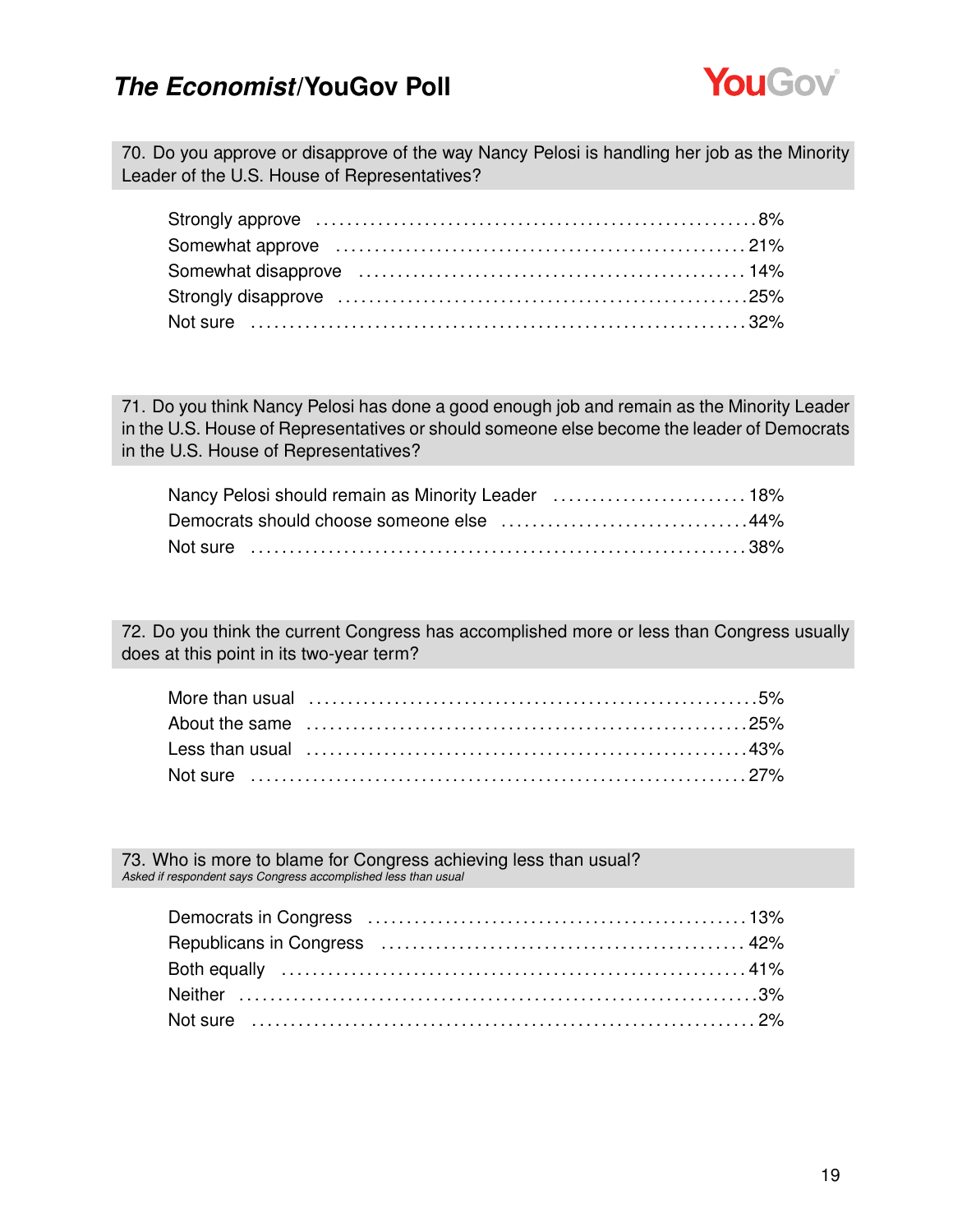70. Do you approve or disapprove of the way Nancy Pelosi is handling her job as the Minority Leader of the U.S. House of Representatives?

| | |
|---|---|
| Strongly approve | 8% |
| Somewhat approve | 21% |
| Somewhat disapprove | 14% |
| Strongly disapprove | 25% |
| Not sure | 32% |

71. Do you think Nancy Pelosi has done a good enough job and remain as the Minority Leader in the U.S. House of Representatives or should someone else become the leader of Democrats in the U.S. House of Representatives?

| | |
|---|---|
| Nancy Pelosi should remain as Minority Leader | 18% |
| Democrats should choose someone else | 44% |
| Not sure | 38% |

72. Do you think the current Congress has accomplished more or less than Congress usually does at this point in its two-year term?

| | |
|---|---|
| More than usual | 5% |
| About the same | 25% |
| Less than usual | 43% |
| Not sure | 27% |

73. Who is more to blame for Congress achieving less than usual?
*Asked if respondent says Congress accomplished less than usual*

| | |
|---|---|
| Democrats in Congress | 13% |
| Republicans in Congress | 42% |
| Both equally | 41% |
| Neither | 3% |
| Not sure | 2% |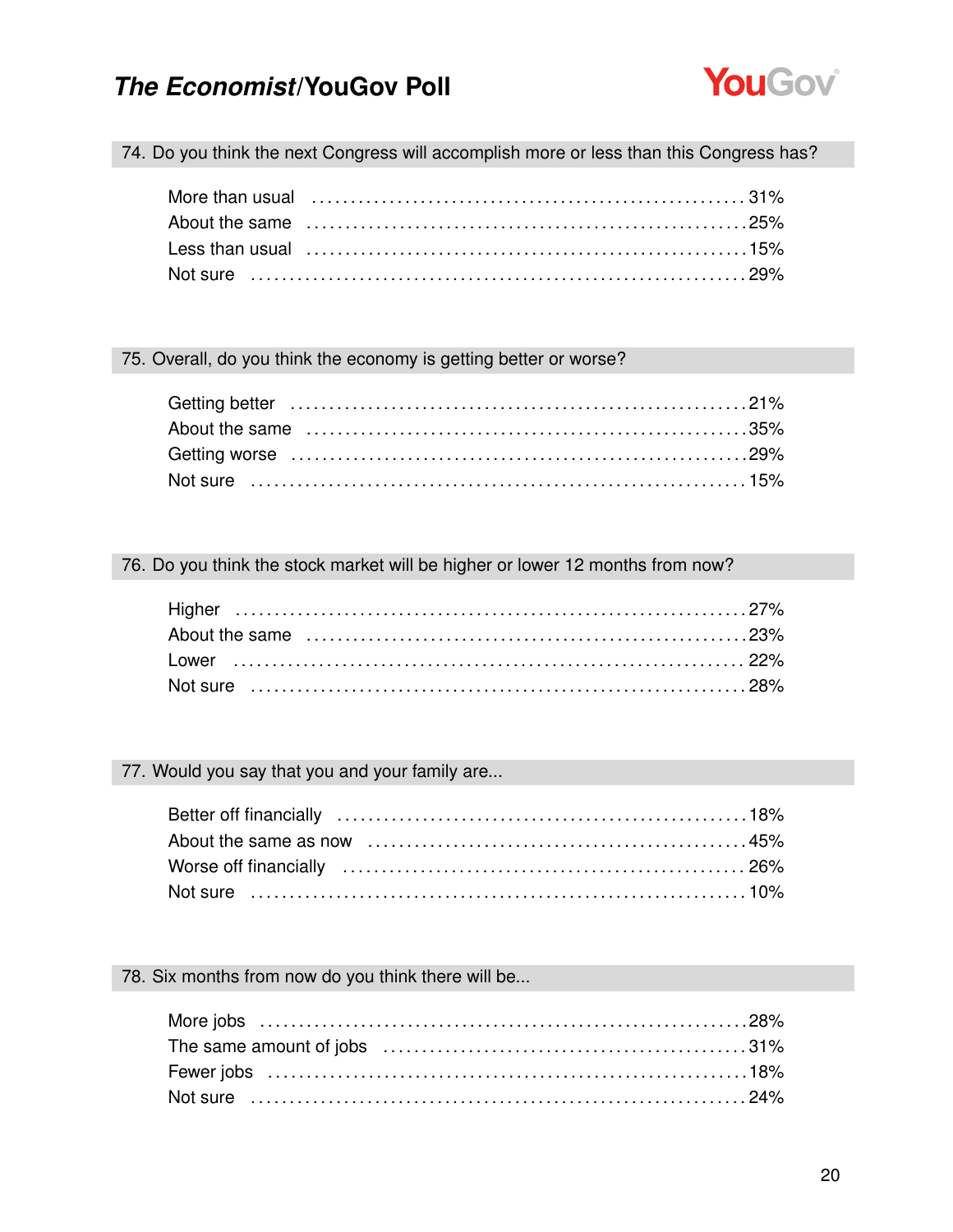## 74. Do you think the next Congress will accomplish more or less than this Congress has?

| | |
|---|---|
| More than usual | 31% |
| About the same | 25% |
| Less than usual | 15% |
| Not sure | 29% |

## 75. Overall, do you think the economy is getting better or worse?

| | |
|---|---|
| Getting better | 21% |
| About the same | 35% |
| Getting worse | 29% |
| Not sure | 15% |

## 76. Do you think the stock market will be higher or lower 12 months from now?

| | |
|---|---|
| Higher | 27% |
| About the same | 23% |
| Lower | 22% |
| Not sure | 28% |

## 77. Would you say that you and your family are...

| | |
|---|---|
| Better off financially | 18% |
| About the same as now | 45% |
| Worse off financially | 26% |
| Not sure | 10% |

## 78. Six months from now do you think there will be...

| | |
|---|---|
| More jobs | 28% |
| The same amount of jobs | 31% |
| Fewer jobs | 18% |
| Not sure | 24% |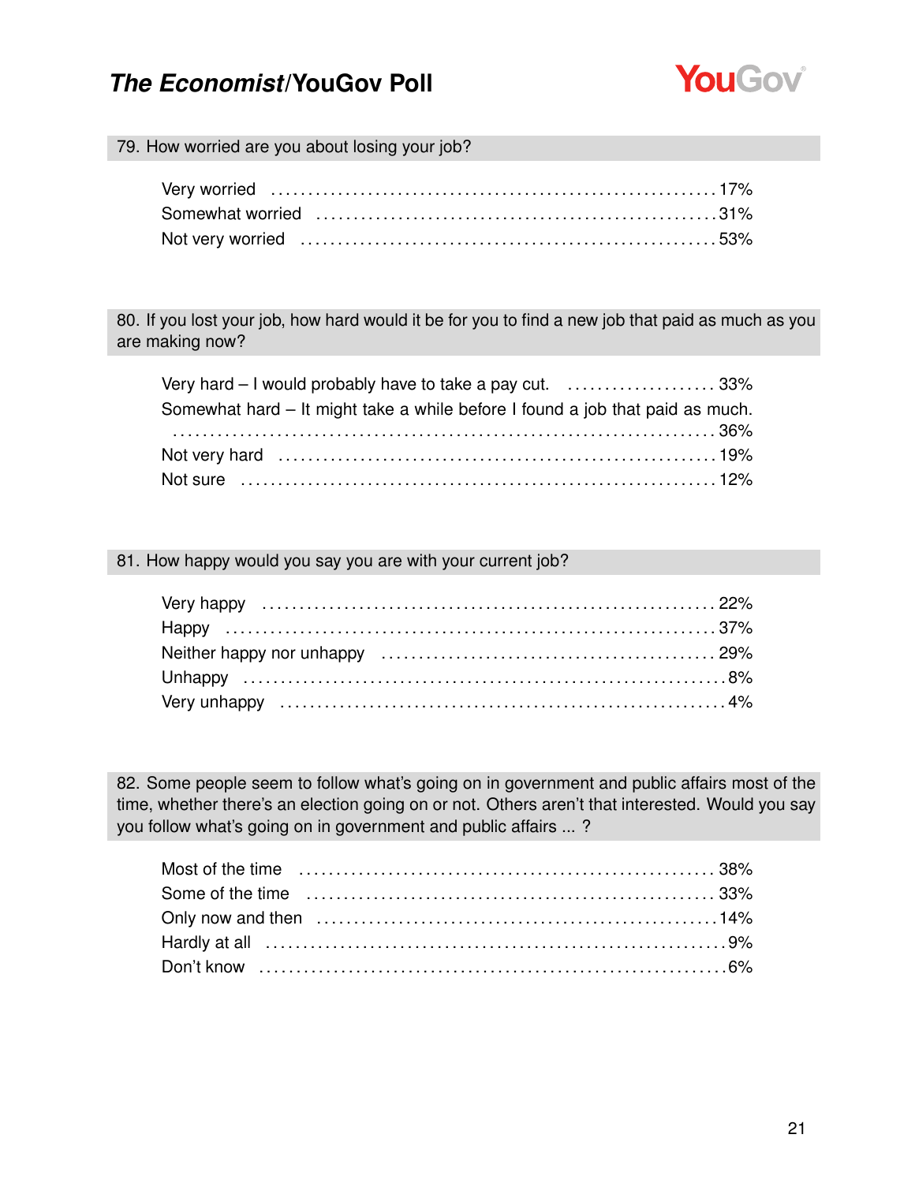### 79. How worried are you about losing your job?

| | |
|---|---|
| Very worried | 17% |
| Somewhat worried | 31% |
| Not very worried | 53% |

### 80. If you lost your job, how hard would it be for you to find a new job that paid as much as you are making now?

| | |
|---|---|
| Very hard – I would probably have to take a pay cut. | 33% |
| Somewhat hard – It might take a while before I found a job that paid as much. | 36% |
| Not very hard | 19% |
| Not sure | 12% |

### 81. How happy would you say you are with your current job?

| | |
|---|---|
| Very happy | 22% |
| Happy | 37% |
| Neither happy nor unhappy | 29% |
| Unhappy | 8% |
| Very unhappy | 4% |

### 82. Some people seem to follow what's going on in government and public affairs most of the time, whether there's an election going on or not. Others aren't that interested. Would you say you follow what's going on in government and public affairs ... ?

| | |
|---|---|
| Most of the time | 38% |
| Some of the time | 33% |
| Only now and then | 14% |
| Hardly at all | 9% |
| Don't know | 6% |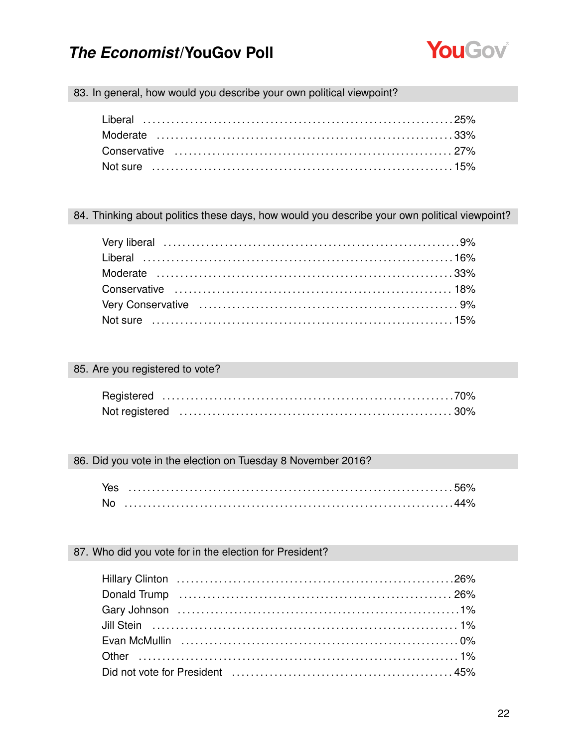### 83. In general, how would you describe your own political viewpoint?

| Response | % |
|---|---|
| Liberal | 25% |
| Moderate | 33% |
| Conservative | 27% |
| Not sure | 15% |

### 84. Thinking about politics these days, how would you describe your own political viewpoint?

| Response | % |
|---|---|
| Very liberal | 9% |
| Liberal | 16% |
| Moderate | 33% |
| Conservative | 18% |
| Very Conservative | 9% |
| Not sure | 15% |

### 85. Are you registered to vote?

| Response | % |
|---|---|
| Registered | 70% |
| Not registered | 30% |

### 86. Did you vote in the election on Tuesday 8 November 2016?

| Response | % |
|---|---|
| Yes | 56% |
| No | 44% |

### 87. Who did you vote for in the election for President?

| Response | % |
|---|---|
| Hillary Clinton | 26% |
| Donald Trump | 26% |
| Gary Johnson | 1% |
| Jill Stein | 1% |
| Evan McMullin | 0% |
| Other | 1% |
| Did not vote for President | 45% |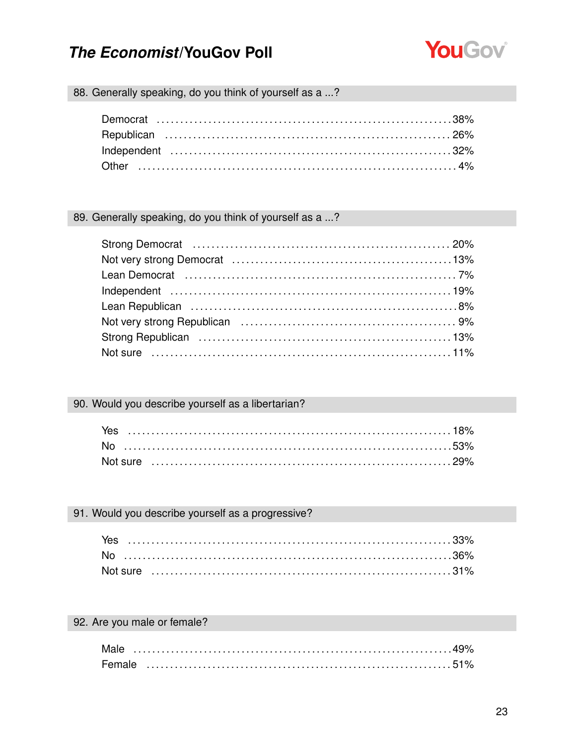## 88. Generally speaking, do you think of yourself as a ...?

| | |
|---|---|
| Democrat | 38% |
| Republican | 26% |
| Independent | 32% |
| Other | 4% |

## 89. Generally speaking, do you think of yourself as a ...?

| | |
|---|---|
| Strong Democrat | 20% |
| Not very strong Democrat | 13% |
| Lean Democrat | 7% |
| Independent | 19% |
| Lean Republican | 8% |
| Not very strong Republican | 9% |
| Strong Republican | 13% |
| Not sure | 11% |

## 90. Would you describe yourself as a libertarian?

| | |
|---|---|
| Yes | 18% |
| No | 53% |
| Not sure | 29% |

## 91. Would you describe yourself as a progressive?

| | |
|---|---|
| Yes | 33% |
| No | 36% |
| Not sure | 31% |

## 92. Are you male or female?

| | |
|---|---|
| Male | 49% |
| Female | 51% |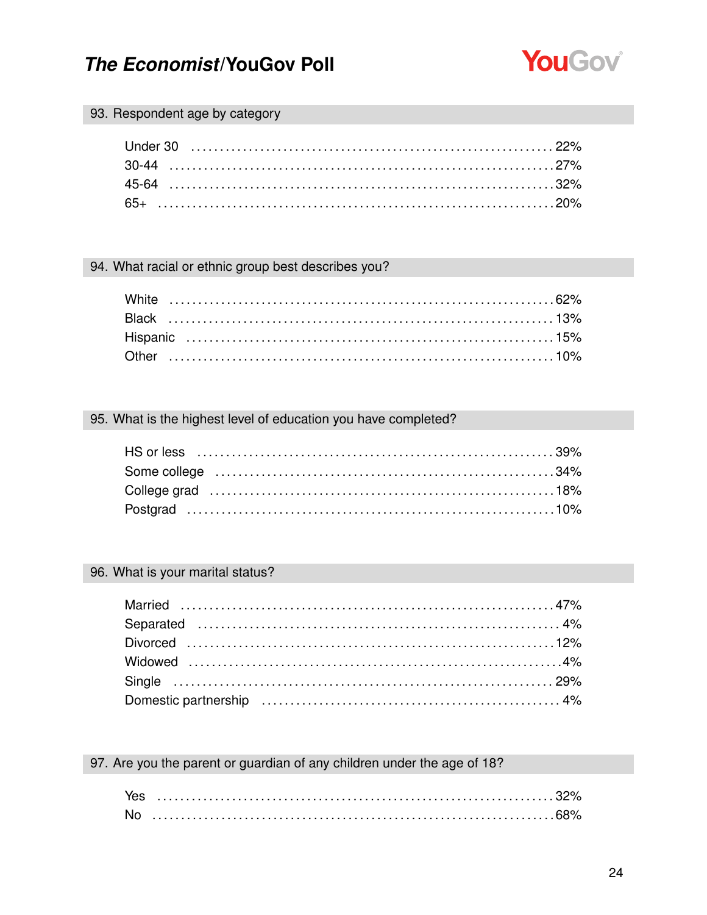## 93. Respondent age by category

| | |
|---|---|
| Under 30 | 22% |
| 30-44 | 27% |
| 45-64 | 32% |
| 65+ | 20% |

## 94. What racial or ethnic group best describes you?

| | |
|---|---|
| White | 62% |
| Black | 13% |
| Hispanic | 15% |
| Other | 10% |

## 95. What is the highest level of education you have completed?

| | |
|---|---|
| HS or less | 39% |
| Some college | 34% |
| College grad | 18% |
| Postgrad | 10% |

## 96. What is your marital status?

| | |
|---|---|
| Married | 47% |
| Separated | 4% |
| Divorced | 12% |
| Widowed | 4% |
| Single | 29% |
| Domestic partnership | 4% |

## 97. Are you the parent or guardian of any children under the age of 18?

| | |
|---|---|
| Yes | 32% |
| No | 68% |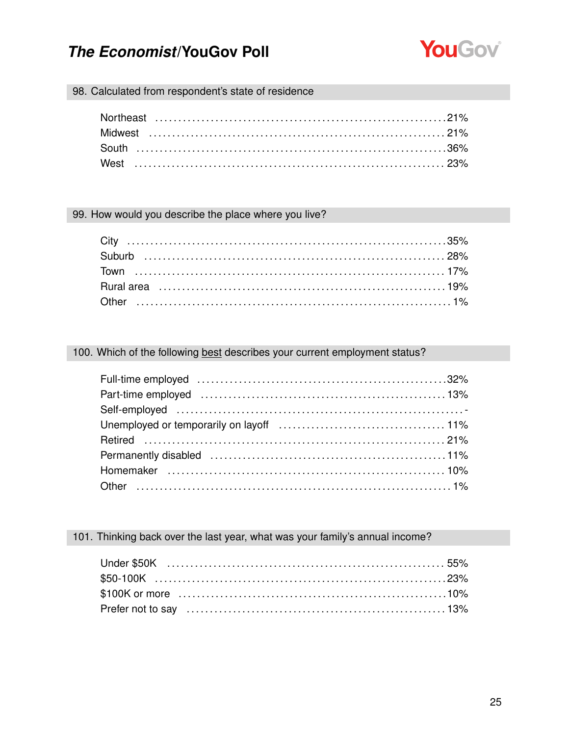## 98. Calculated from respondent's state of residence

| | |
|---|---|
| Northeast | 21% |
| Midwest | 21% |
| South | 36% |
| West | 23% |

## 99. How would you describe the place where you live?

| | |
|---|---|
| City | 35% |
| Suburb | 28% |
| Town | 17% |
| Rural area | 19% |
| Other | 1% |

## 100. Which of the following <u>best</u> describes your current employment status?

| | |
|---|---|
| Full-time employed | 32% |
| Part-time employed | 13% |
| Self-employed | - |
| Unemployed or temporarily on layoff | 11% |
| Retired | 21% |
| Permanently disabled | 11% |
| Homemaker | 10% |
| Other | 1% |

## 101. Thinking back over the last year, what was your family's annual income?

| | |
|---|---|
| Under $50K | 55% |
| $50-100K | 23% |
| $100K or more | 10% |
| Prefer not to say | 13% |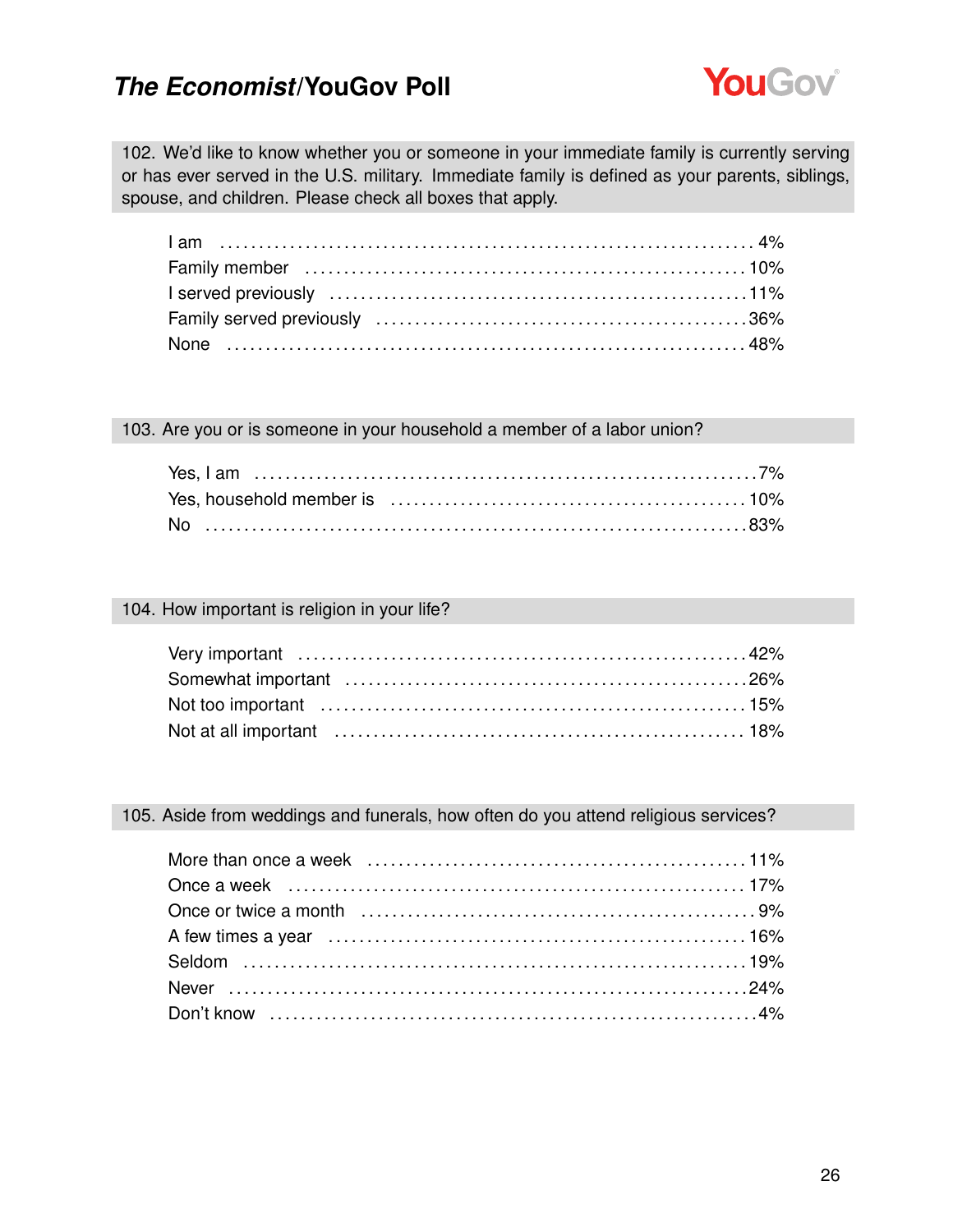102. We'd like to know whether you or someone in your immediate family is currently serving or has ever served in the U.S. military. Immediate family is defined as your parents, siblings, spouse, and children. Please check all boxes that apply.

| | |
|---|---|
| I am | 4% |
| Family member | 10% |
| I served previously | 11% |
| Family served previously | 36% |
| None | 48% |

103. Are you or is someone in your household a member of a labor union?

| | |
|---|---|
| Yes, I am | 7% |
| Yes, household member is | 10% |
| No | 83% |

104. How important is religion in your life?

| | |
|---|---|
| Very important | 42% |
| Somewhat important | 26% |
| Not too important | 15% |
| Not at all important | 18% |

105. Aside from weddings and funerals, how often do you attend religious services?

| | |
|---|---|
| More than once a week | 11% |
| Once a week | 17% |
| Once or twice a month | 9% |
| A few times a year | 16% |
| Seldom | 19% |
| Never | 24% |
| Don't know | 4% |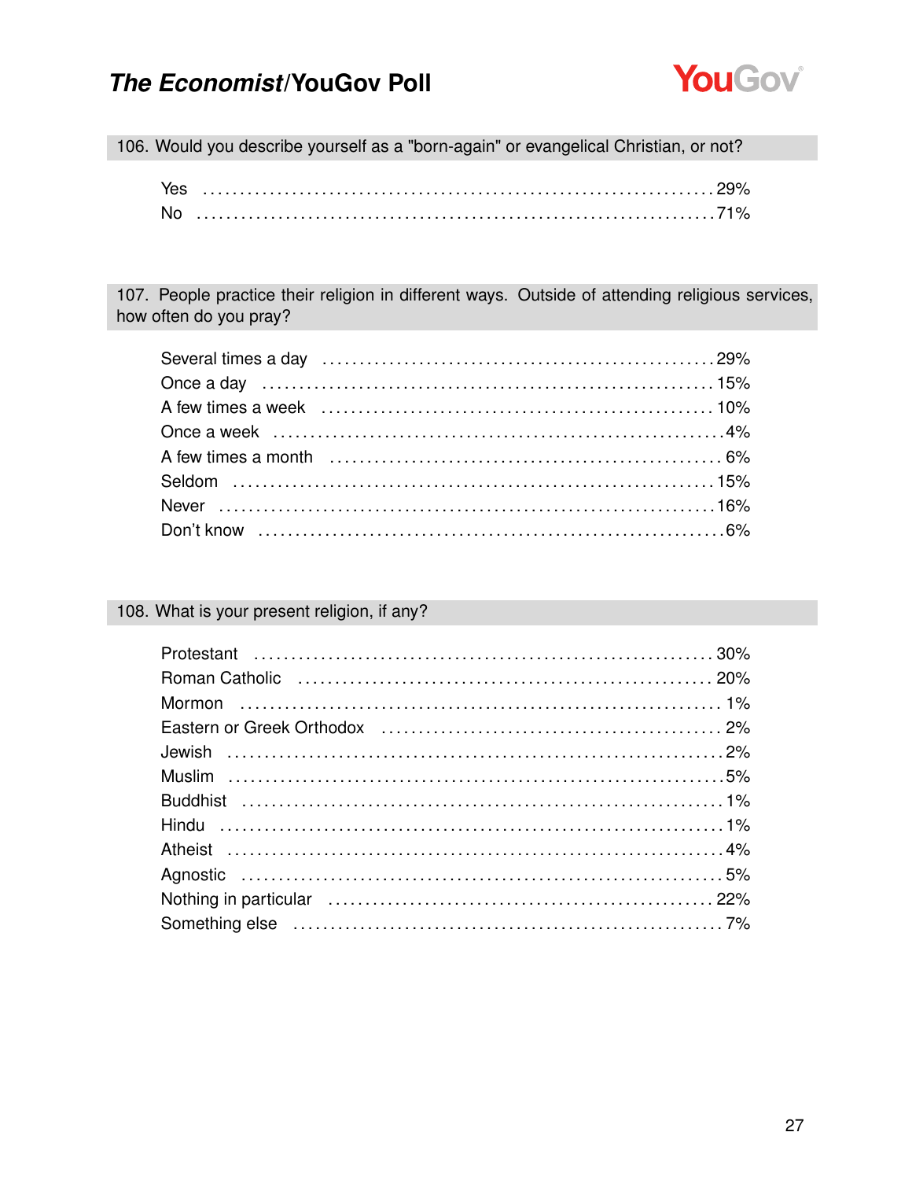## 106. Would you describe yourself as a "born-again" or evangelical Christian, or not?

| | |
|---|---|
| Yes | 29% |
| No | 71% |

## 107. People practice their religion in different ways. Outside of attending religious services, how often do you pray?

| | |
|---|---|
| Several times a day | 29% |
| Once a day | 15% |
| A few times a week | 10% |
| Once a week | 4% |
| A few times a month | 6% |
| Seldom | 15% |
| Never | 16% |
| Don't know | 6% |

## 108. What is your present religion, if any?

| | |
|---|---|
| Protestant | 30% |
| Roman Catholic | 20% |
| Mormon | 1% |
| Eastern or Greek Orthodox | 2% |
| Jewish | 2% |
| Muslim | 5% |
| Buddhist | 1% |
| Hindu | 1% |
| Atheist | 4% |
| Agnostic | 5% |
| Nothing in particular | 22% |
| Something else | 7% |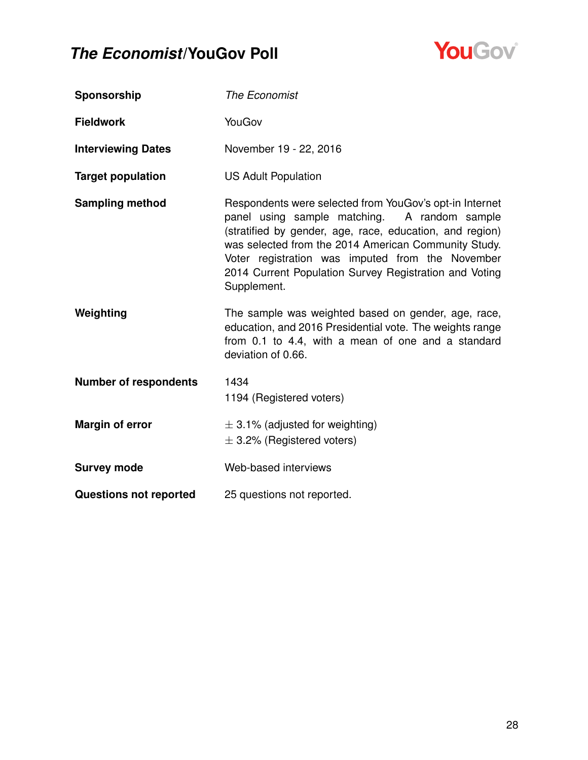# *The Economist*/YouGov Poll

| | |
|---|---|
| **Sponsorship** | *The Economist* |
| **Fieldwork** | YouGov |
| **Interviewing Dates** | November 19 - 22, 2016 |
| **Target population** | US Adult Population |
| **Sampling method** | Respondents were selected from YouGov's opt-in Internet panel using sample matching. A random sample (stratified by gender, age, race, education, and region) was selected from the 2014 American Community Study. Voter registration was imputed from the November 2014 Current Population Survey Registration and Voting Supplement. |
| **Weighting** | The sample was weighted based on gender, age, race, education, and 2016 Presidential vote. The weights range from 0.1 to 4.4, with a mean of one and a standard deviation of 0.66. |
| **Number of respondents** | 1434<br>1194 (Registered voters) |
| **Margin of error** | $\pm$ 3.1% (adjusted for weighting)<br>$\pm$ 3.2% (Registered voters) |
| **Survey mode** | Web-based interviews |
| **Questions not reported** | 25 questions not reported. |